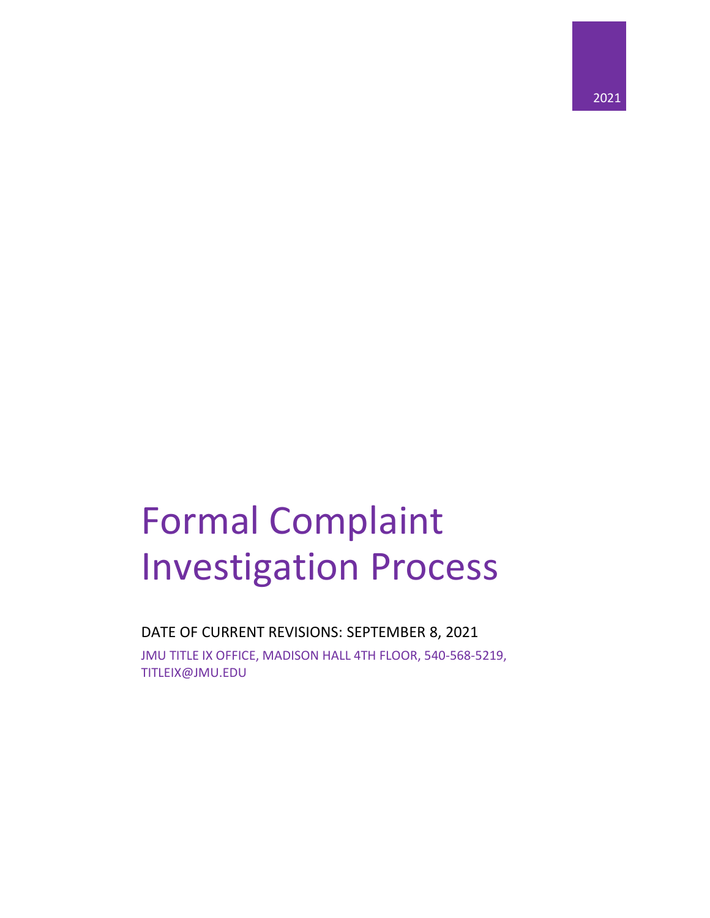2021

# Formal Complaint Investigation Process

DATE OF CURRENT REVISIONS: SEPTEMBER 8, 2021

JMU TITLE IX OFFICE, MADISON HALL 4TH FLOOR, 540-568-5219, TITLEIX@JMU.EDU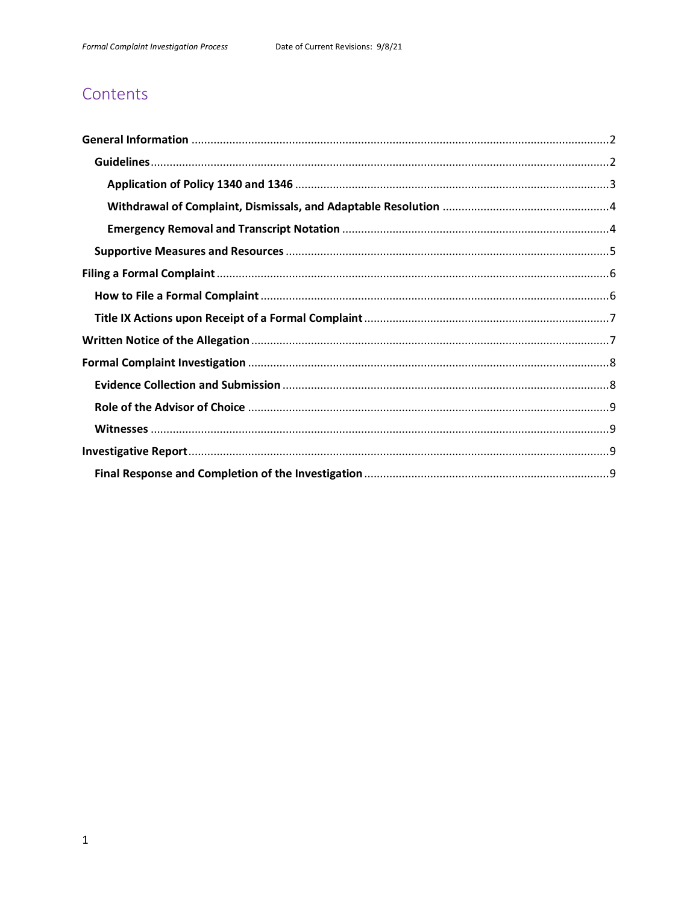# Contents

- **General Information** ........ 2
  - **Guidelines** ........ 2
    - **Application of Policy 1340 and 1346** ........ 3
    - **Withdrawal of Complaint, Dismissals, and Adaptable Resolution** ........ 4
    - **Emergency Removal and Transcript Notation** ........ 4
  - **Supportive Measures and Resources** ........ 5
- **Filing a Formal Complaint** ........ 6
  - **How to File a Formal Complaint** ........ 6
  - **Title IX Actions upon Receipt of a Formal Complaint** ........ 7
- **Written Notice of the Allegation** ........ 7
- **Formal Complaint Investigation** ........ 8
  - **Evidence Collection and Submission** ........ 8
  - **Role of the Advisor of Choice** ........ 9
  - **Witnesses** ........ 9
- **Investigative Report** ........ 9
  - **Final Response and Completion of the Investigation** ........ 9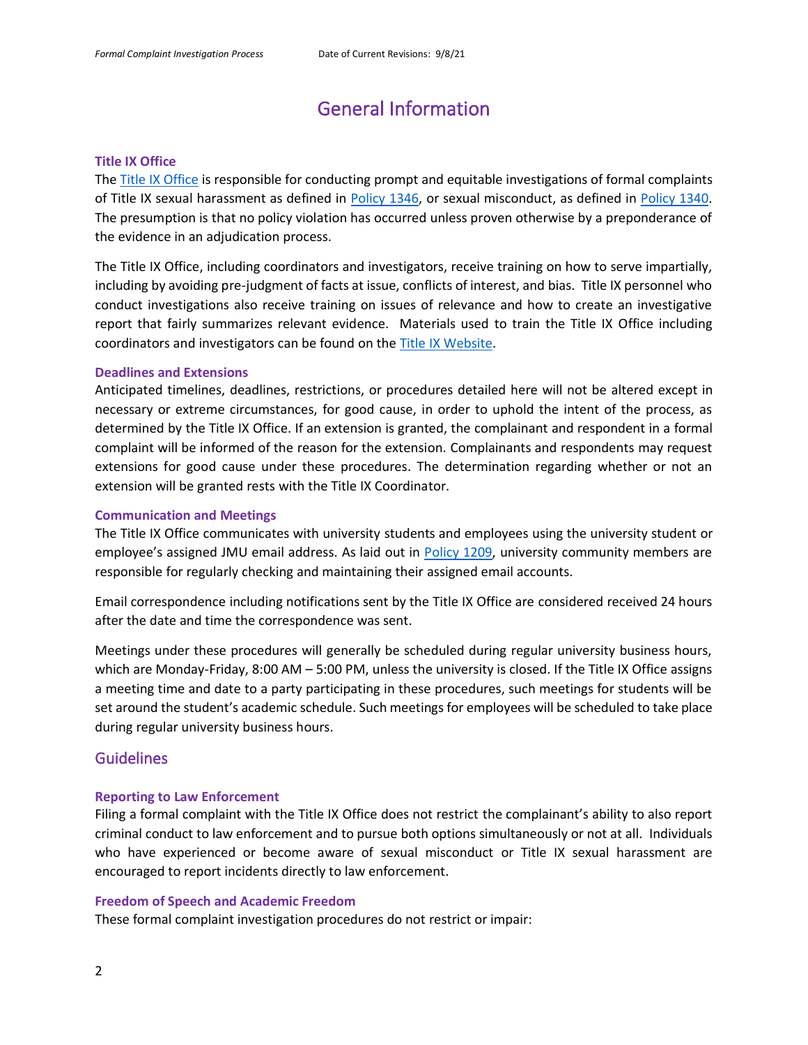# General Information

### Title IX Office

The Title IX Office is responsible for conducting prompt and equitable investigations of formal complaints of Title IX sexual harassment as defined in Policy 1346, or sexual misconduct, as defined in Policy 1340. The presumption is that no policy violation has occurred unless proven otherwise by a preponderance of the evidence in an adjudication process.

The Title IX Office, including coordinators and investigators, receive training on how to serve impartially, including by avoiding pre-judgment of facts at issue, conflicts of interest, and bias. Title IX personnel who conduct investigations also receive training on issues of relevance and how to create an investigative report that fairly summarizes relevant evidence. Materials used to train the Title IX Office including coordinators and investigators can be found on the Title IX Website.

### Deadlines and Extensions

Anticipated timelines, deadlines, restrictions, or procedures detailed here will not be altered except in necessary or extreme circumstances, for good cause, in order to uphold the intent of the process, as determined by the Title IX Office. If an extension is granted, the complainant and respondent in a formal complaint will be informed of the reason for the extension. Complainants and respondents may request extensions for good cause under these procedures. The determination regarding whether or not an extension will be granted rests with the Title IX Coordinator.

### Communication and Meetings

The Title IX Office communicates with university students and employees using the university student or employee's assigned JMU email address. As laid out in Policy 1209, university community members are responsible for regularly checking and maintaining their assigned email accounts.

Email correspondence including notifications sent by the Title IX Office are considered received 24 hours after the date and time the correspondence was sent.

Meetings under these procedures will generally be scheduled during regular university business hours, which are Monday-Friday, 8:00 AM – 5:00 PM, unless the university is closed. If the Title IX Office assigns a meeting time and date to a party participating in these procedures, such meetings for students will be set around the student's academic schedule. Such meetings for employees will be scheduled to take place during regular university business hours.

## Guidelines

### Reporting to Law Enforcement

Filing a formal complaint with the Title IX Office does not restrict the complainant's ability to also report criminal conduct to law enforcement and to pursue both options simultaneously or not at all. Individuals who have experienced or become aware of sexual misconduct or Title IX sexual harassment are encouraged to report incidents directly to law enforcement.

### Freedom of Speech and Academic Freedom

These formal complaint investigation procedures do not restrict or impair: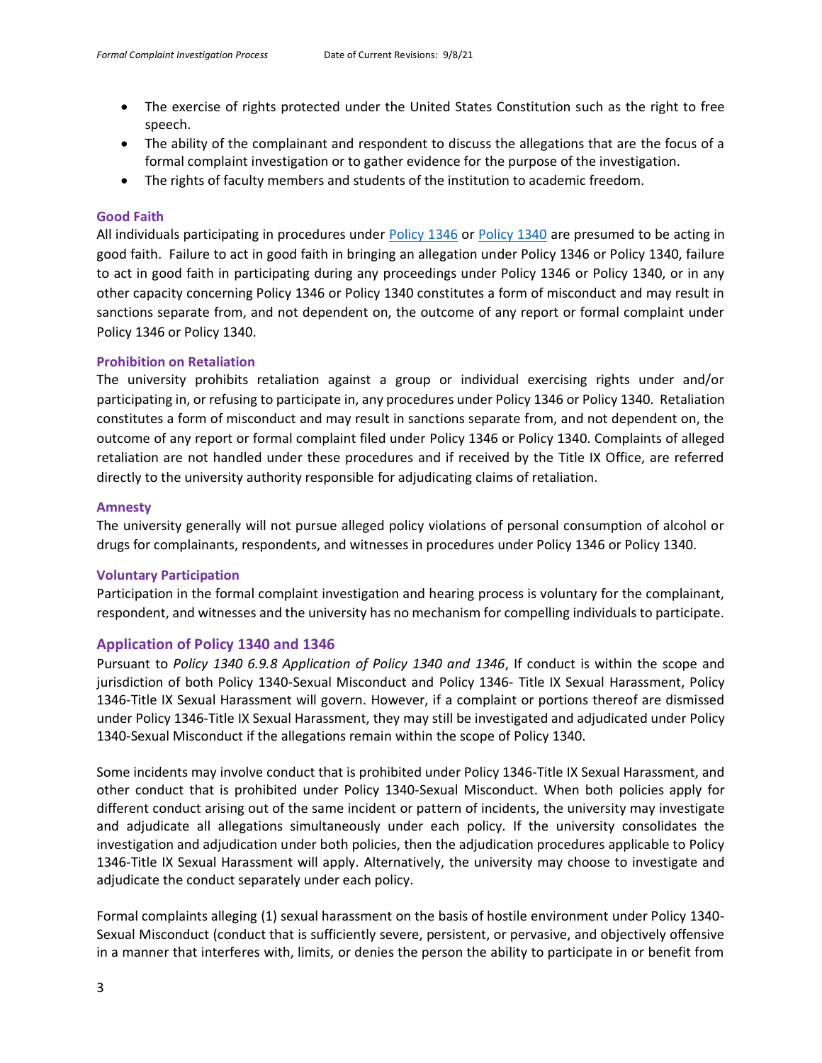- The exercise of rights protected under the United States Constitution such as the right to free speech.
- The ability of the complainant and respondent to discuss the allegations that are the focus of a formal complaint investigation or to gather evidence for the purpose of the investigation.
- The rights of faculty members and students of the institution to academic freedom.

### Good Faith

All individuals participating in procedures under [Policy 1346](#) or [Policy 1340](#) are presumed to be acting in good faith. Failure to act in good faith in bringing an allegation under Policy 1346 or Policy 1340, failure to act in good faith in participating during any proceedings under Policy 1346 or Policy 1340, or in any other capacity concerning Policy 1346 or Policy 1340 constitutes a form of misconduct and may result in sanctions separate from, and not dependent on, the outcome of any report or formal complaint under Policy 1346 or Policy 1340.

### Prohibition on Retaliation

The university prohibits retaliation against a group or individual exercising rights under and/or participating in, or refusing to participate in, any procedures under Policy 1346 or Policy 1340. Retaliation constitutes a form of misconduct and may result in sanctions separate from, and not dependent on, the outcome of any report or formal complaint filed under Policy 1346 or Policy 1340. Complaints of alleged retaliation are not handled under these procedures and if received by the Title IX Office, are referred directly to the university authority responsible for adjudicating claims of retaliation.

### Amnesty

The university generally will not pursue alleged policy violations of personal consumption of alcohol or drugs for complainants, respondents, and witnesses in procedures under Policy 1346 or Policy 1340.

### Voluntary Participation

Participation in the formal complaint investigation and hearing process is voluntary for the complainant, respondent, and witnesses and the university has no mechanism for compelling individuals to participate.

## Application of Policy 1340 and 1346

Pursuant to *Policy 1340 6.9.8 Application of Policy 1340 and 1346*, If conduct is within the scope and jurisdiction of both Policy 1340-Sexual Misconduct and Policy 1346- Title IX Sexual Harassment, Policy 1346-Title IX Sexual Harassment will govern. However, if a complaint or portions thereof are dismissed under Policy 1346-Title IX Sexual Harassment, they may still be investigated and adjudicated under Policy 1340-Sexual Misconduct if the allegations remain within the scope of Policy 1340.

Some incidents may involve conduct that is prohibited under Policy 1346-Title IX Sexual Harassment, and other conduct that is prohibited under Policy 1340-Sexual Misconduct. When both policies apply for different conduct arising out of the same incident or pattern of incidents, the university may investigate and adjudicate all allegations simultaneously under each policy. If the university consolidates the investigation and adjudication under both policies, then the adjudication procedures applicable to Policy 1346-Title IX Sexual Harassment will apply. Alternatively, the university may choose to investigate and adjudicate the conduct separately under each policy.

Formal complaints alleging (1) sexual harassment on the basis of hostile environment under Policy 1340-Sexual Misconduct (conduct that is sufficiently severe, persistent, or pervasive, and objectively offensive in a manner that interferes with, limits, or denies the person the ability to participate in or benefit from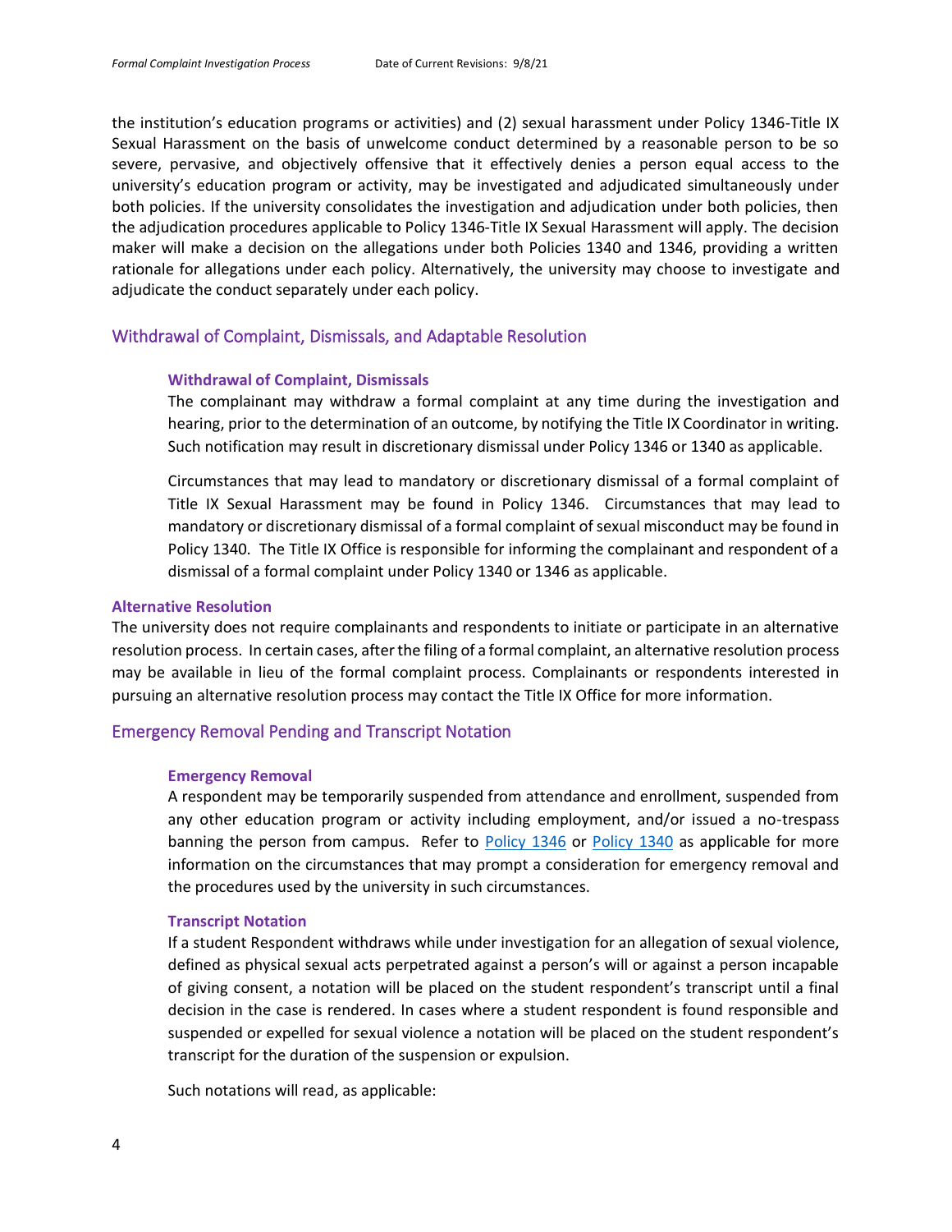the institution's education programs or activities) and (2) sexual harassment under Policy 1346-Title IX Sexual Harassment on the basis of unwelcome conduct determined by a reasonable person to be so severe, pervasive, and objectively offensive that it effectively denies a person equal access to the university's education program or activity, may be investigated and adjudicated simultaneously under both policies. If the university consolidates the investigation and adjudication under both policies, then the adjudication procedures applicable to Policy 1346-Title IX Sexual Harassment will apply. The decision maker will make a decision on the allegations under both Policies 1340 and 1346, providing a written rationale for allegations under each policy. Alternatively, the university may choose to investigate and adjudicate the conduct separately under each policy.

## Withdrawal of Complaint, Dismissals, and Adaptable Resolution

### Withdrawal of Complaint, Dismissals

The complainant may withdraw a formal complaint at any time during the investigation and hearing, prior to the determination of an outcome, by notifying the Title IX Coordinator in writing. Such notification may result in discretionary dismissal under Policy 1346 or 1340 as applicable.

Circumstances that may lead to mandatory or discretionary dismissal of a formal complaint of Title IX Sexual Harassment may be found in Policy 1346. Circumstances that may lead to mandatory or discretionary dismissal of a formal complaint of sexual misconduct may be found in Policy 1340. The Title IX Office is responsible for informing the complainant and respondent of a dismissal of a formal complaint under Policy 1340 or 1346 as applicable.

### Alternative Resolution

The university does not require complainants and respondents to initiate or participate in an alternative resolution process. In certain cases, after the filing of a formal complaint, an alternative resolution process may be available in lieu of the formal complaint process. Complainants or respondents interested in pursuing an alternative resolution process may contact the Title IX Office for more information.

## Emergency Removal Pending and Transcript Notation

### Emergency Removal

A respondent may be temporarily suspended from attendance and enrollment, suspended from any other education program or activity including employment, and/or issued a no-trespass banning the person from campus. Refer to Policy 1346 or Policy 1340 as applicable for more information on the circumstances that may prompt a consideration for emergency removal and the procedures used by the university in such circumstances.

### Transcript Notation

If a student Respondent withdraws while under investigation for an allegation of sexual violence, defined as physical sexual acts perpetrated against a person's will or against a person incapable of giving consent, a notation will be placed on the student respondent's transcript until a final decision in the case is rendered. In cases where a student respondent is found responsible and suspended or expelled for sexual violence a notation will be placed on the student respondent's transcript for the duration of the suspension or expulsion.

Such notations will read, as applicable: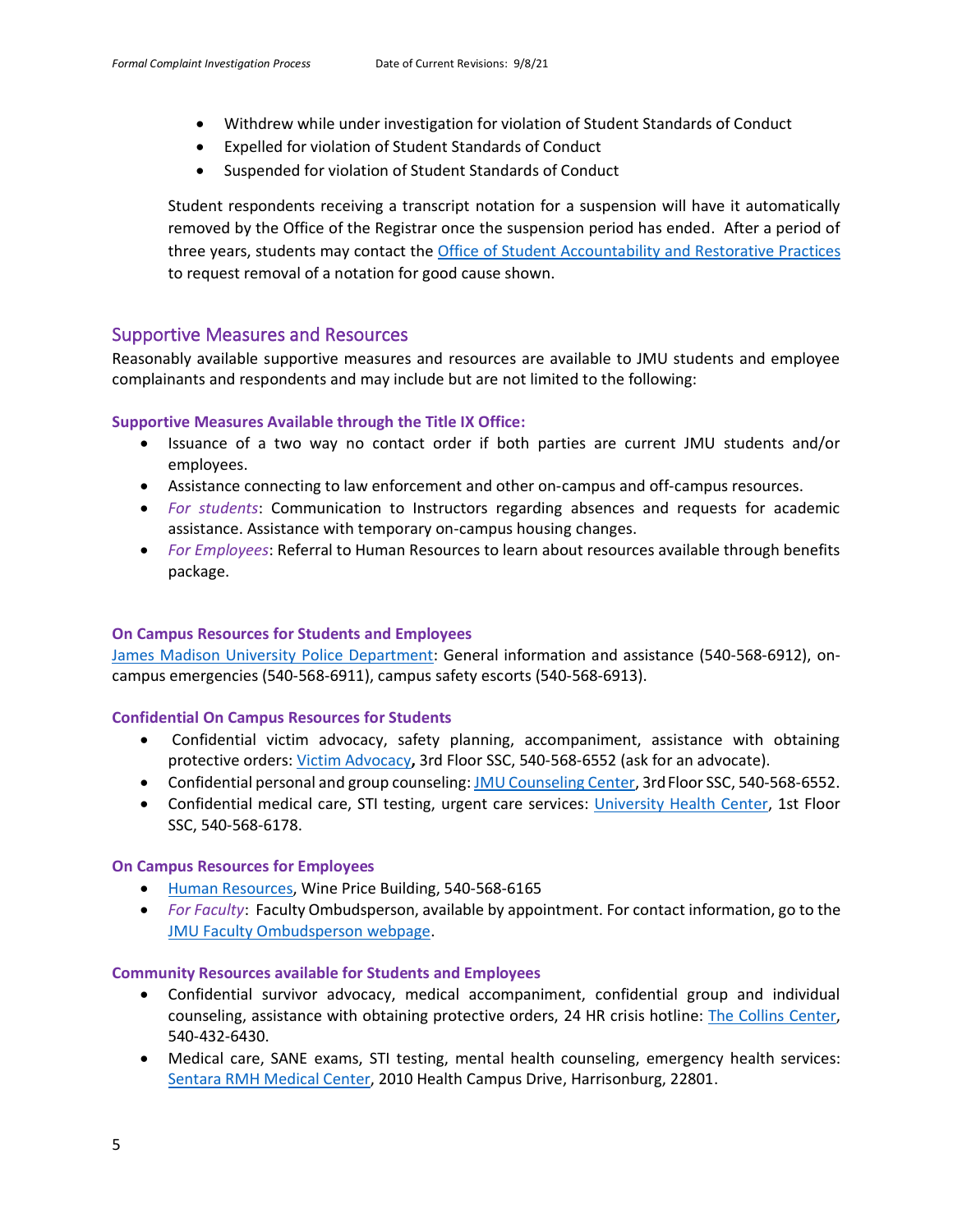- Withdrew while under investigation for violation of Student Standards of Conduct
- Expelled for violation of Student Standards of Conduct
- Suspended for violation of Student Standards of Conduct

Student respondents receiving a transcript notation for a suspension will have it automatically removed by the Office of the Registrar once the suspension period has ended. After a period of three years, students may contact the Office of Student Accountability and Restorative Practices to request removal of a notation for good cause shown.

## Supportive Measures and Resources

Reasonably available supportive measures and resources are available to JMU students and employee complainants and respondents and may include but are not limited to the following:

### Supportive Measures Available through the Title IX Office:

- Issuance of a two way no contact order if both parties are current JMU students and/or employees.
- Assistance connecting to law enforcement and other on-campus and off-campus resources.
- *For students*: Communication to Instructors regarding absences and requests for academic assistance. Assistance with temporary on-campus housing changes.
- *For Employees*: Referral to Human Resources to learn about resources available through benefits package.

### On Campus Resources for Students and Employees

James Madison University Police Department: General information and assistance (540-568-6912), on-campus emergencies (540-568-6911), campus safety escorts (540-568-6913).

### Confidential On Campus Resources for Students

- Confidential victim advocacy, safety planning, accompaniment, assistance with obtaining protective orders: Victim Advocacy, 3rd Floor SSC, 540-568-6552 (ask for an advocate).
- Confidential personal and group counseling: JMU Counseling Center, 3rd Floor SSC, 540-568-6552.
- Confidential medical care, STI testing, urgent care services: University Health Center, 1st Floor SSC, 540-568-6178.

### On Campus Resources for Employees

- Human Resources, Wine Price Building, 540-568-6165
- *For Faculty*: Faculty Ombudsperson, available by appointment. For contact information, go to the JMU Faculty Ombudsperson webpage.

### Community Resources available for Students and Employees

- Confidential survivor advocacy, medical accompaniment, confidential group and individual counseling, assistance with obtaining protective orders, 24 HR crisis hotline: The Collins Center, 540-432-6430.
- Medical care, SANE exams, STI testing, mental health counseling, emergency health services: Sentara RMH Medical Center, 2010 Health Campus Drive, Harrisonburg, 22801.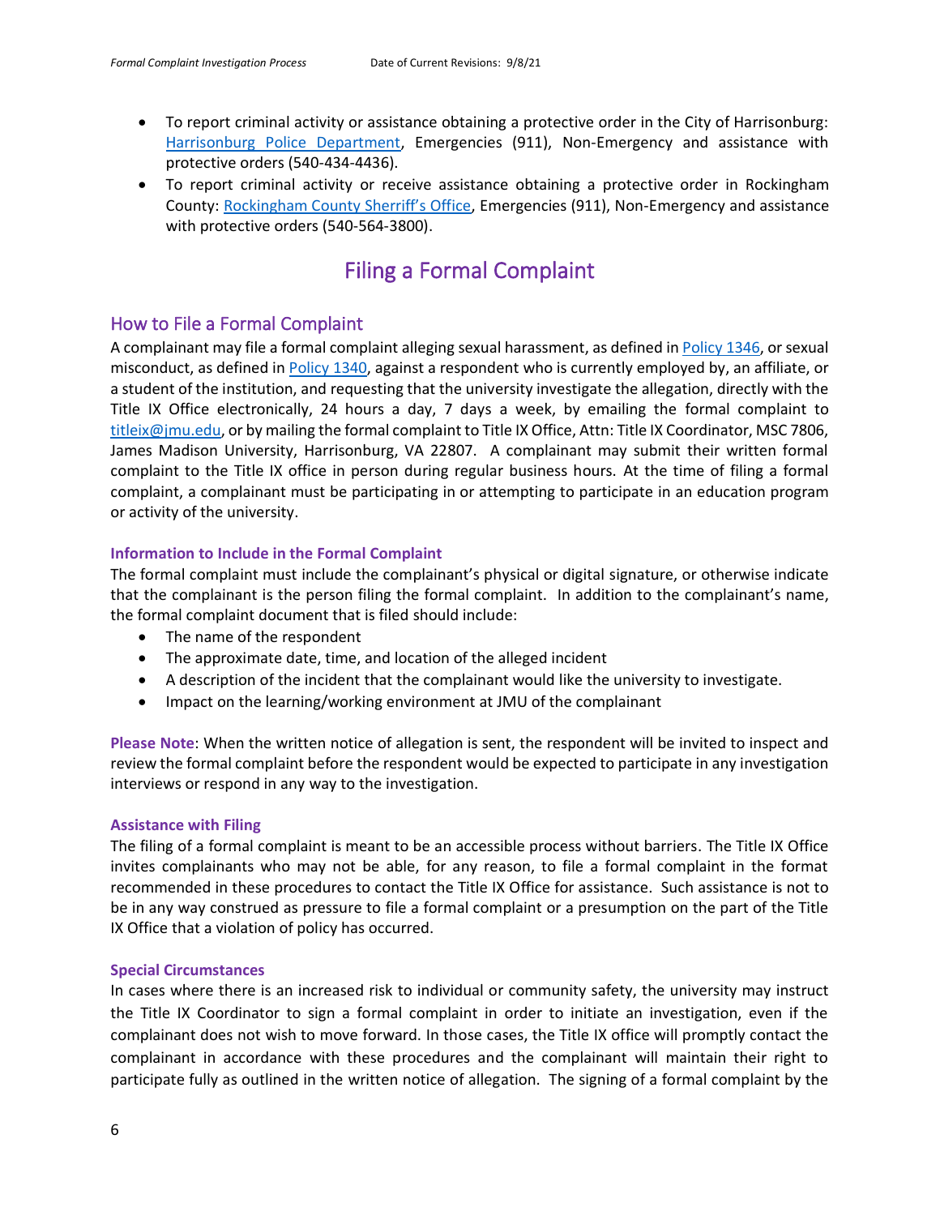- To report criminal activity or assistance obtaining a protective order in the City of Harrisonburg: [Harrisonburg Police Department](), Emergencies (911), Non-Emergency and assistance with protective orders (540-434-4436).
- To report criminal activity or receive assistance obtaining a protective order in Rockingham County: [Rockingham County Sherriff's Office](), Emergencies (911), Non-Emergency and assistance with protective orders (540-564-3800).

# Filing a Formal Complaint

## How to File a Formal Complaint

A complainant may file a formal complaint alleging sexual harassment, as defined in [Policy 1346](), or sexual misconduct, as defined in [Policy 1340](), against a respondent who is currently employed by, an affiliate, or a student of the institution, and requesting that the university investigate the allegation, directly with the Title IX Office electronically, 24 hours a day, 7 days a week, by emailing the formal complaint to [titleix@jmu.edu](mailto:titleix@jmu.edu), or by mailing the formal complaint to Title IX Office, Attn: Title IX Coordinator, MSC 7806, James Madison University, Harrisonburg, VA 22807. A complainant may submit their written formal complaint to the Title IX office in person during regular business hours. At the time of filing a formal complaint, a complainant must be participating in or attempting to participate in an education program or activity of the university.

### Information to Include in the Formal Complaint

The formal complaint must include the complainant's physical or digital signature, or otherwise indicate that the complainant is the person filing the formal complaint. In addition to the complainant's name, the formal complaint document that is filed should include:

- The name of the respondent
- The approximate date, time, and location of the alleged incident
- A description of the incident that the complainant would like the university to investigate.
- Impact on the learning/working environment at JMU of the complainant

**Please Note**: When the written notice of allegation is sent, the respondent will be invited to inspect and review the formal complaint before the respondent would be expected to participate in any investigation interviews or respond in any way to the investigation.

### Assistance with Filing

The filing of a formal complaint is meant to be an accessible process without barriers. The Title IX Office invites complainants who may not be able, for any reason, to file a formal complaint in the format recommended in these procedures to contact the Title IX Office for assistance. Such assistance is not to be in any way construed as pressure to file a formal complaint or a presumption on the part of the Title IX Office that a violation of policy has occurred.

### Special Circumstances

In cases where there is an increased risk to individual or community safety, the university may instruct the Title IX Coordinator to sign a formal complaint in order to initiate an investigation, even if the complainant does not wish to move forward. In those cases, the Title IX office will promptly contact the complainant in accordance with these procedures and the complainant will maintain their right to participate fully as outlined in the written notice of allegation. The signing of a formal complaint by the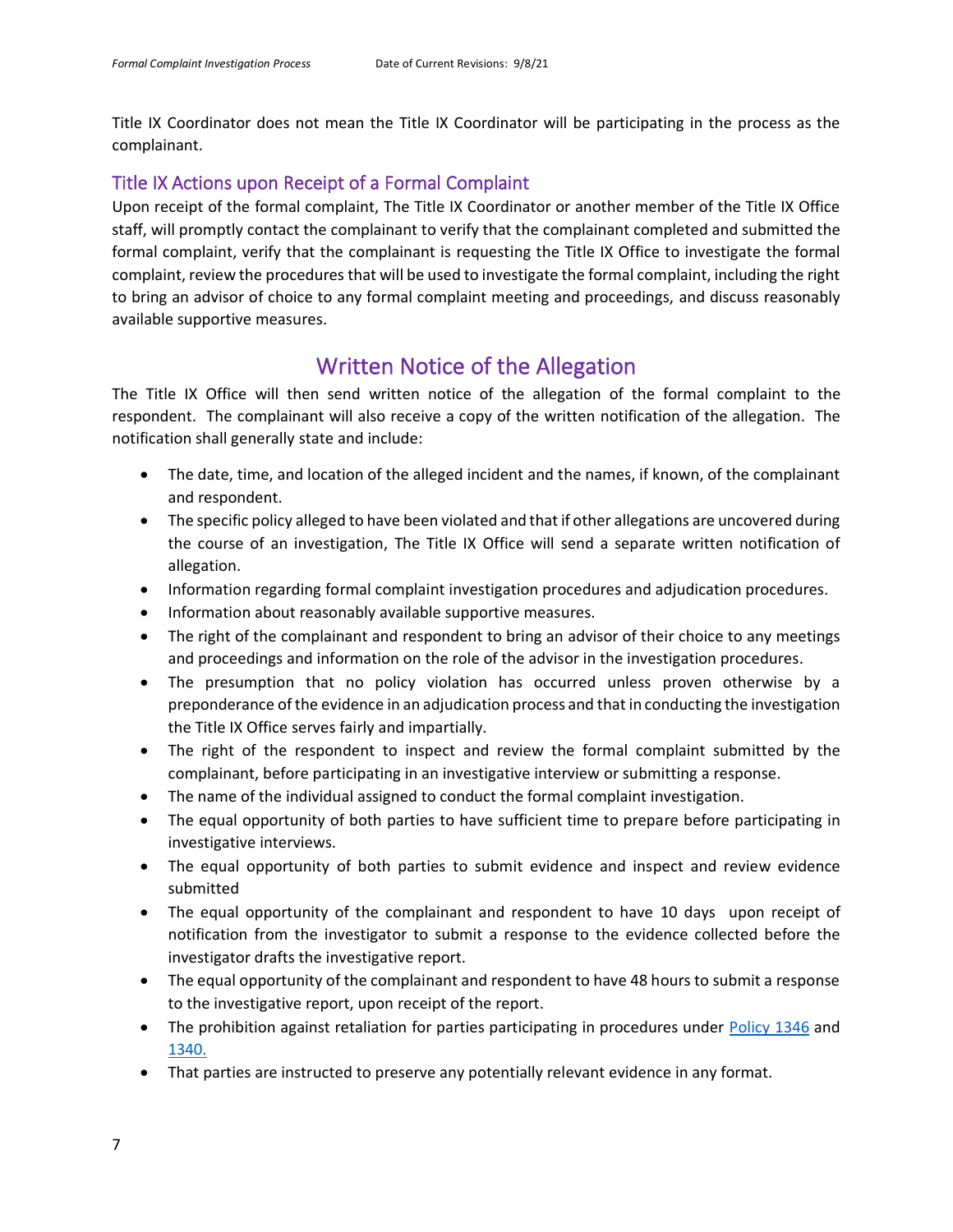Title IX Coordinator does not mean the Title IX Coordinator will be participating in the process as the complainant.

### Title IX Actions upon Receipt of a Formal Complaint

Upon receipt of the formal complaint, The Title IX Coordinator or another member of the Title IX Office staff, will promptly contact the complainant to verify that the complainant completed and submitted the formal complaint, verify that the complainant is requesting the Title IX Office to investigate the formal complaint, review the procedures that will be used to investigate the formal complaint, including the right to bring an advisor of choice to any formal complaint meeting and proceedings, and discuss reasonably available supportive measures.

## Written Notice of the Allegation

The Title IX Office will then send written notice of the allegation of the formal complaint to the respondent. The complainant will also receive a copy of the written notification of the allegation. The notification shall generally state and include:

- The date, time, and location of the alleged incident and the names, if known, of the complainant and respondent.
- The specific policy alleged to have been violated and that if other allegations are uncovered during the course of an investigation, The Title IX Office will send a separate written notification of allegation.
- Information regarding formal complaint investigation procedures and adjudication procedures.
- Information about reasonably available supportive measures.
- The right of the complainant and respondent to bring an advisor of their choice to any meetings and proceedings and information on the role of the advisor in the investigation procedures.
- The presumption that no policy violation has occurred unless proven otherwise by a preponderance of the evidence in an adjudication process and that in conducting the investigation the Title IX Office serves fairly and impartially.
- The right of the respondent to inspect and review the formal complaint submitted by the complainant, before participating in an investigative interview or submitting a response.
- The name of the individual assigned to conduct the formal complaint investigation.
- The equal opportunity of both parties to have sufficient time to prepare before participating in investigative interviews.
- The equal opportunity of both parties to submit evidence and inspect and review evidence submitted
- The equal opportunity of the complainant and respondent to have 10 days upon receipt of notification from the investigator to submit a response to the evidence collected before the investigator drafts the investigative report.
- The equal opportunity of the complainant and respondent to have 48 hours to submit a response to the investigative report, upon receipt of the report.
- The prohibition against retaliation for parties participating in procedures under Policy 1346 and 1340.
- That parties are instructed to preserve any potentially relevant evidence in any format.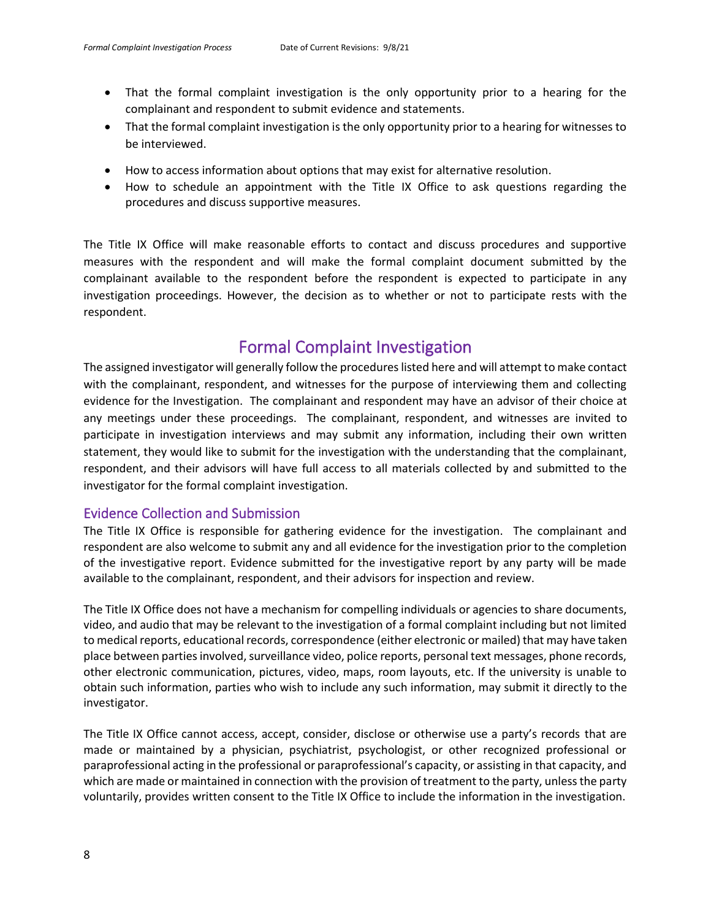- That the formal complaint investigation is the only opportunity prior to a hearing for the complainant and respondent to submit evidence and statements.
- That the formal complaint investigation is the only opportunity prior to a hearing for witnesses to be interviewed.
- How to access information about options that may exist for alternative resolution.
- How to schedule an appointment with the Title IX Office to ask questions regarding the procedures and discuss supportive measures.

The Title IX Office will make reasonable efforts to contact and discuss procedures and supportive measures with the respondent and will make the formal complaint document submitted by the complainant available to the respondent before the respondent is expected to participate in any investigation proceedings. However, the decision as to whether or not to participate rests with the respondent.

# Formal Complaint Investigation

The assigned investigator will generally follow the procedures listed here and will attempt to make contact with the complainant, respondent, and witnesses for the purpose of interviewing them and collecting evidence for the Investigation. The complainant and respondent may have an advisor of their choice at any meetings under these proceedings. The complainant, respondent, and witnesses are invited to participate in investigation interviews and may submit any information, including their own written statement, they would like to submit for the investigation with the understanding that the complainant, respondent, and their advisors will have full access to all materials collected by and submitted to the investigator for the formal complaint investigation.

## Evidence Collection and Submission

The Title IX Office is responsible for gathering evidence for the investigation. The complainant and respondent are also welcome to submit any and all evidence for the investigation prior to the completion of the investigative report. Evidence submitted for the investigative report by any party will be made available to the complainant, respondent, and their advisors for inspection and review.

The Title IX Office does not have a mechanism for compelling individuals or agencies to share documents, video, and audio that may be relevant to the investigation of a formal complaint including but not limited to medical reports, educational records, correspondence (either electronic or mailed) that may have taken place between parties involved, surveillance video, police reports, personal text messages, phone records, other electronic communication, pictures, video, maps, room layouts, etc. If the university is unable to obtain such information, parties who wish to include any such information, may submit it directly to the investigator.

The Title IX Office cannot access, accept, consider, disclose or otherwise use a party's records that are made or maintained by a physician, psychiatrist, psychologist, or other recognized professional or paraprofessional acting in the professional or paraprofessional's capacity, or assisting in that capacity, and which are made or maintained in connection with the provision of treatment to the party, unless the party voluntarily, provides written consent to the Title IX Office to include the information in the investigation.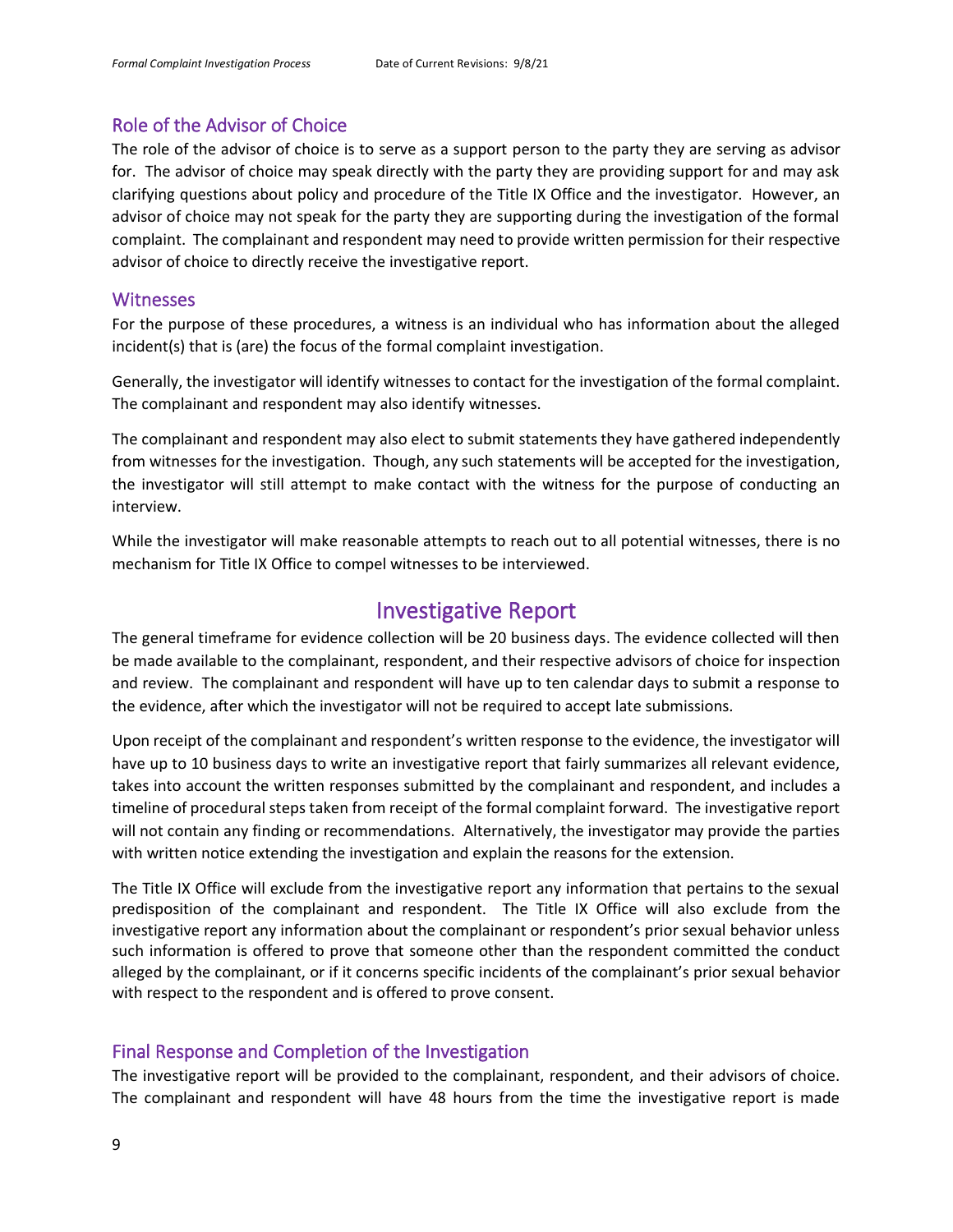### Role of the Advisor of Choice

The role of the advisor of choice is to serve as a support person to the party they are serving as advisor for. The advisor of choice may speak directly with the party they are providing support for and may ask clarifying questions about policy and procedure of the Title IX Office and the investigator. However, an advisor of choice may not speak for the party they are supporting during the investigation of the formal complaint. The complainant and respondent may need to provide written permission for their respective advisor of choice to directly receive the investigative report.

### Witnesses

For the purpose of these procedures, a witness is an individual who has information about the alleged incident(s) that is (are) the focus of the formal complaint investigation.

Generally, the investigator will identify witnesses to contact for the investigation of the formal complaint. The complainant and respondent may also identify witnesses.

The complainant and respondent may also elect to submit statements they have gathered independently from witnesses for the investigation. Though, any such statements will be accepted for the investigation, the investigator will still attempt to make contact with the witness for the purpose of conducting an interview.

While the investigator will make reasonable attempts to reach out to all potential witnesses, there is no mechanism for Title IX Office to compel witnesses to be interviewed.

## Investigative Report

The general timeframe for evidence collection will be 20 business days. The evidence collected will then be made available to the complainant, respondent, and their respective advisors of choice for inspection and review. The complainant and respondent will have up to ten calendar days to submit a response to the evidence, after which the investigator will not be required to accept late submissions.

Upon receipt of the complainant and respondent's written response to the evidence, the investigator will have up to 10 business days to write an investigative report that fairly summarizes all relevant evidence, takes into account the written responses submitted by the complainant and respondent, and includes a timeline of procedural steps taken from receipt of the formal complaint forward. The investigative report will not contain any finding or recommendations. Alternatively, the investigator may provide the parties with written notice extending the investigation and explain the reasons for the extension.

The Title IX Office will exclude from the investigative report any information that pertains to the sexual predisposition of the complainant and respondent. The Title IX Office will also exclude from the investigative report any information about the complainant or respondent's prior sexual behavior unless such information is offered to prove that someone other than the respondent committed the conduct alleged by the complainant, or if it concerns specific incidents of the complainant's prior sexual behavior with respect to the respondent and is offered to prove consent.

### Final Response and Completion of the Investigation

The investigative report will be provided to the complainant, respondent, and their advisors of choice. The complainant and respondent will have 48 hours from the time the investigative report is made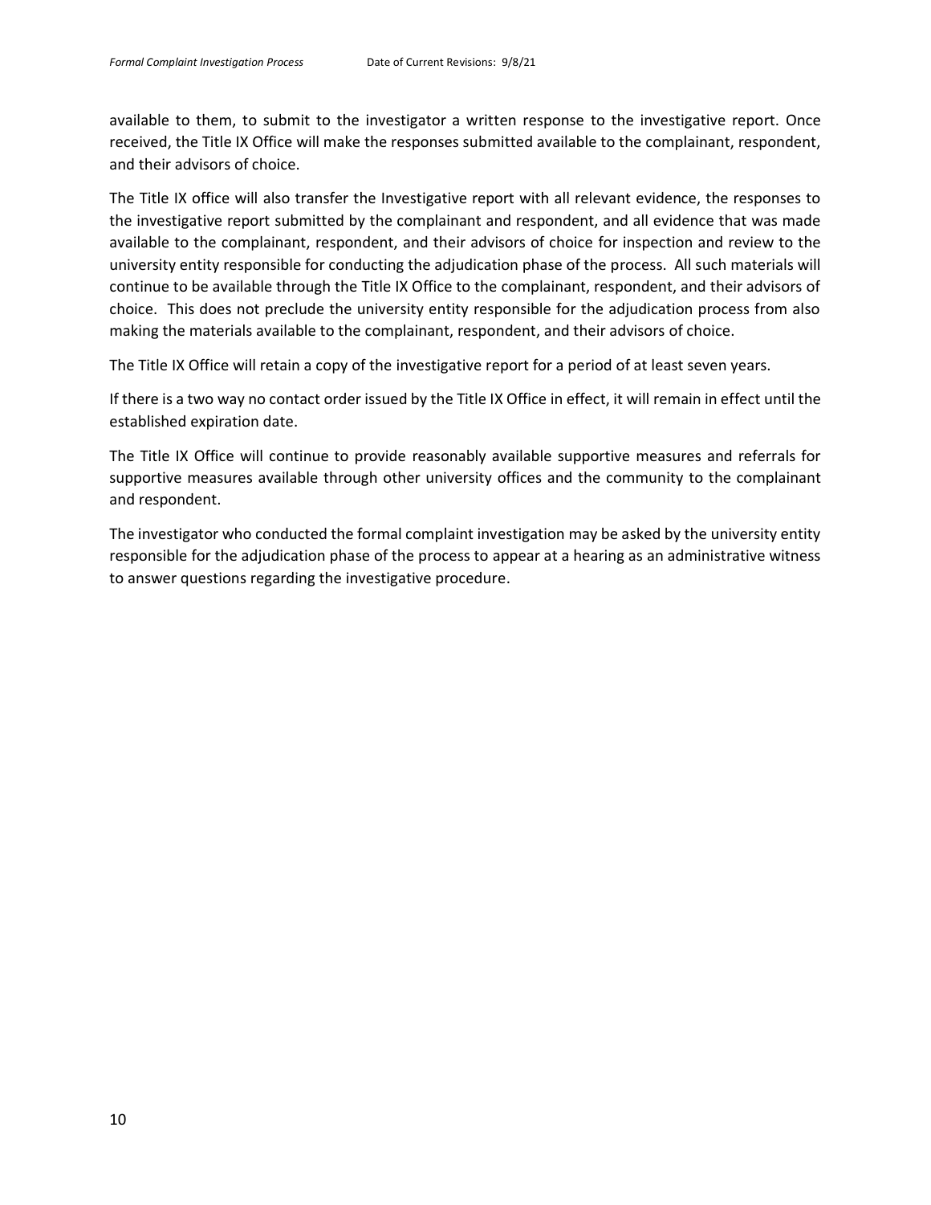available to them, to submit to the investigator a written response to the investigative report. Once received, the Title IX Office will make the responses submitted available to the complainant, respondent, and their advisors of choice.

The Title IX office will also transfer the Investigative report with all relevant evidence, the responses to the investigative report submitted by the complainant and respondent, and all evidence that was made available to the complainant, respondent, and their advisors of choice for inspection and review to the university entity responsible for conducting the adjudication phase of the process. All such materials will continue to be available through the Title IX Office to the complainant, respondent, and their advisors of choice. This does not preclude the university entity responsible for the adjudication process from also making the materials available to the complainant, respondent, and their advisors of choice.

The Title IX Office will retain a copy of the investigative report for a period of at least seven years.

If there is a two way no contact order issued by the Title IX Office in effect, it will remain in effect until the established expiration date.

The Title IX Office will continue to provide reasonably available supportive measures and referrals for supportive measures available through other university offices and the community to the complainant and respondent.

The investigator who conducted the formal complaint investigation may be asked by the university entity responsible for the adjudication phase of the process to appear at a hearing as an administrative witness to answer questions regarding the investigative procedure.